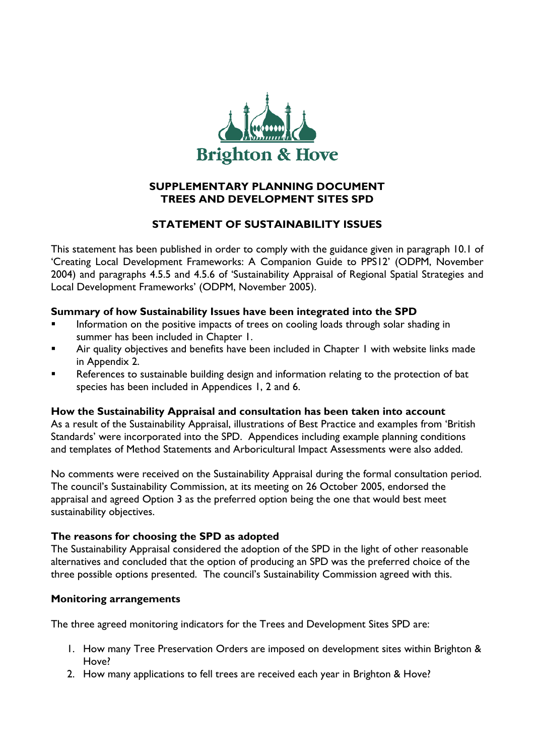Brighton & Hove

**SUPPLEMENTARY PLANNING DOCUMENT**
**TREES AND DEVELOPMENT SITES SPD**

## STATEMENT OF SUSTAINABILITY ISSUES

This statement has been published in order to comply with the guidance given in paragraph 10.1 of 'Creating Local Development Frameworks: A Companion Guide to PPS12' (ODPM, November 2004) and paragraphs 4.5.5 and 4.5.6 of 'Sustainability Appraisal of Regional Spatial Strategies and Local Development Frameworks' (ODPM, November 2005).

### Summary of how Sustainability Issues have been integrated into the SPD

- Information on the positive impacts of trees on cooling loads through solar shading in summer has been included in Chapter 1.
- Air quality objectives and benefits have been included in Chapter 1 with website links made in Appendix 2.
- References to sustainable building design and information relating to the protection of bat species has been included in Appendices 1, 2 and 6.

### How the Sustainability Appraisal and consultation has been taken into account

As a result of the Sustainability Appraisal, illustrations of Best Practice and examples from 'British Standards' were incorporated into the SPD. Appendices including example planning conditions and templates of Method Statements and Arboricultural Impact Assessments were also added.

No comments were received on the Sustainability Appraisal during the formal consultation period. The council's Sustainability Commission, at its meeting on 26 October 2005, endorsed the appraisal and agreed Option 3 as the preferred option being the one that would best meet sustainability objectives.

### The reasons for choosing the SPD as adopted

The Sustainability Appraisal considered the adoption of the SPD in the light of other reasonable alternatives and concluded that the option of producing an SPD was the preferred choice of the three possible options presented. The council's Sustainability Commission agreed with this.

### Monitoring arrangements

The three agreed monitoring indicators for the Trees and Development Sites SPD are:

1. How many Tree Preservation Orders are imposed on development sites within Brighton & Hove?
2. How many applications to fell trees are received each year in Brighton & Hove?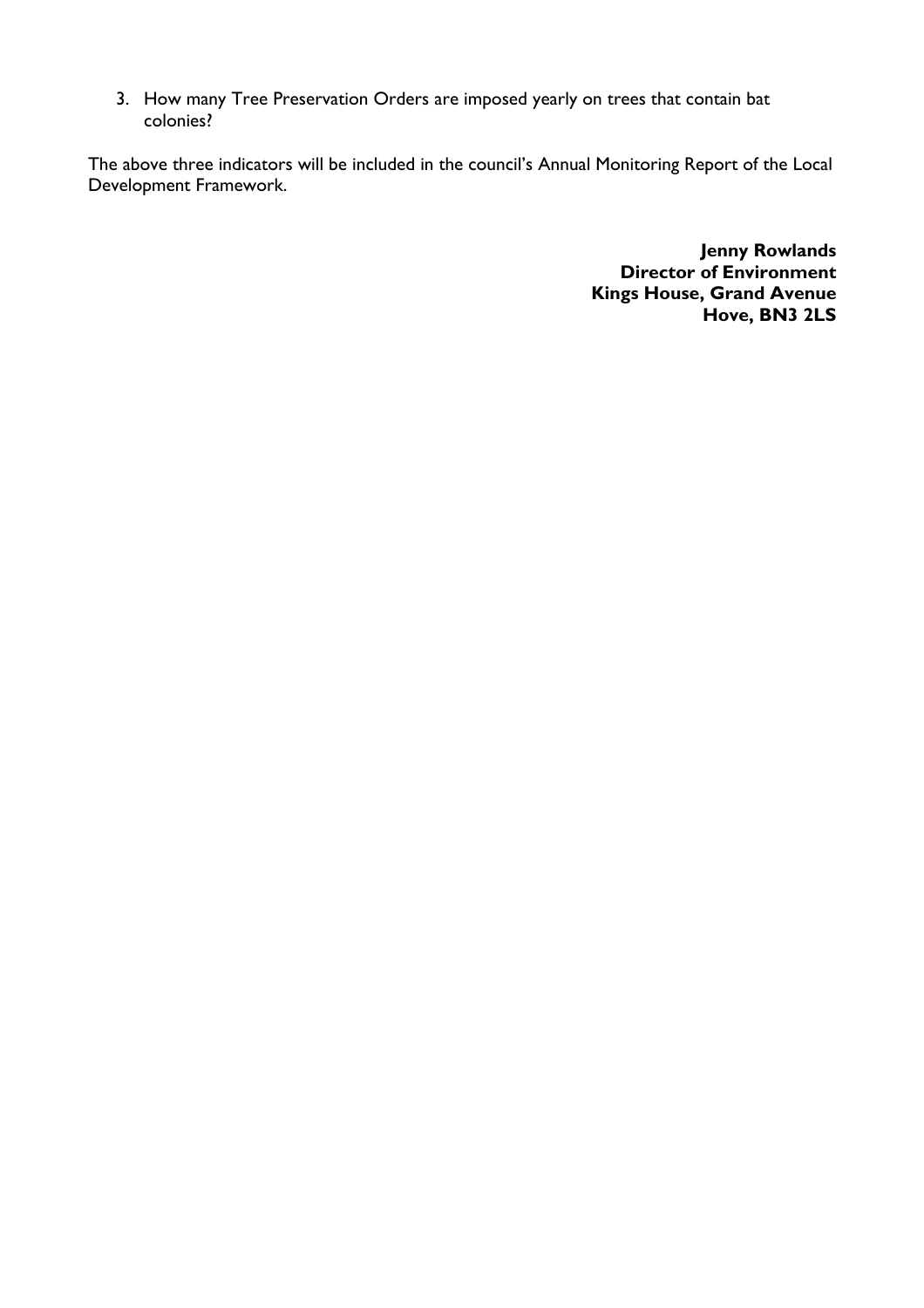3. How many Tree Preservation Orders are imposed yearly on trees that contain bat colonies?

The above three indicators will be included in the council's Annual Monitoring Report of the Local Development Framework.

**Jenny Rowlands**
**Director of Environment**
**Kings House, Grand Avenue**
**Hove, BN3 2LS**